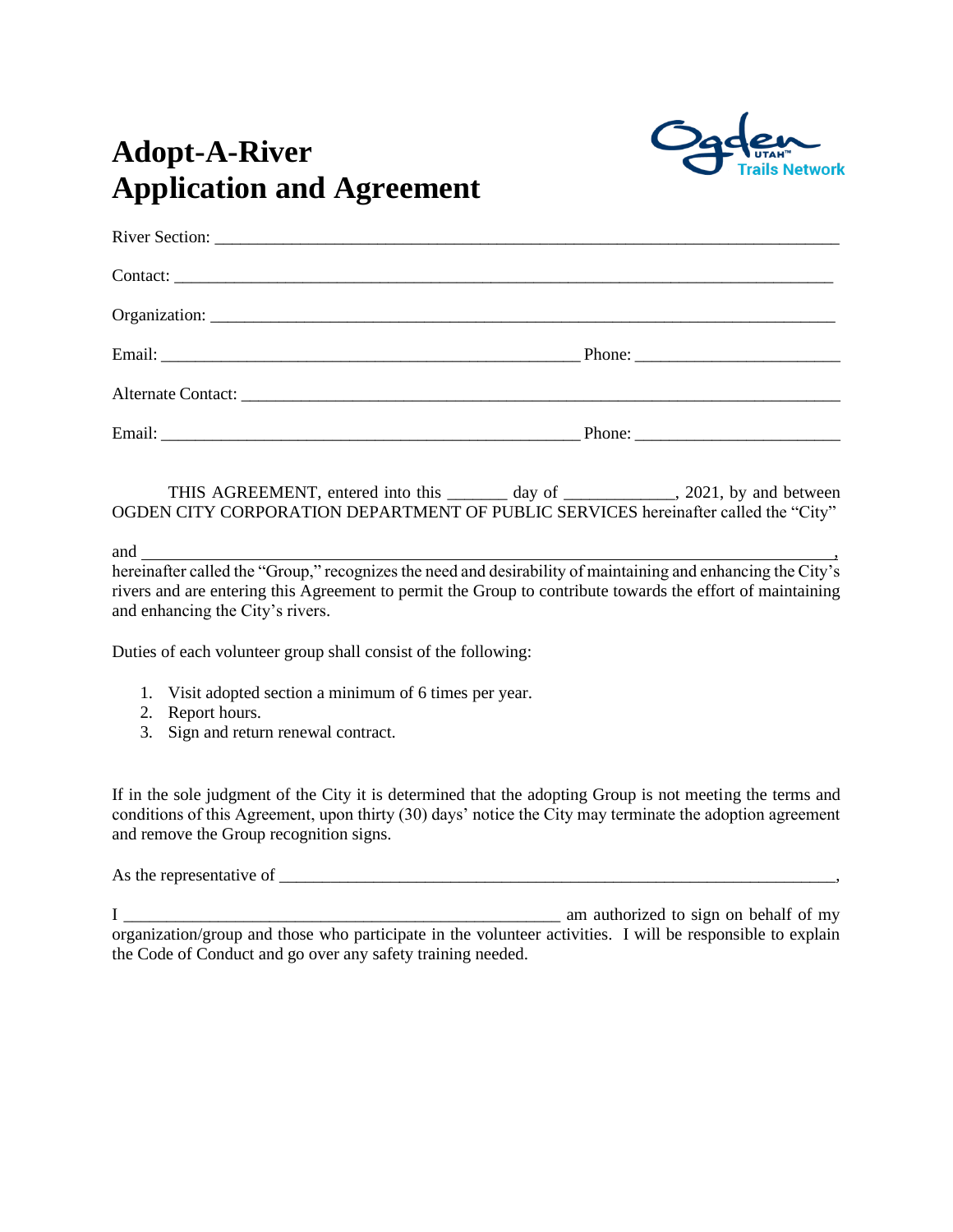# Adopt-A-River
# Application and Agreement

Ogden UTAH™ Trails Network

River Section: ______________________________________________________________

Contact: ____________________________________________________________________

Organization: _______________________________________________________________

Email: ________________________________________ Phone: ____________________

Alternate Contact: ___________________________________________________________

Email: ________________________________________ Phone: ____________________

THIS AGREEMENT, entered into this _______ day of ____________, 2021, by and between OGDEN CITY CORPORATION DEPARTMENT OF PUBLIC SERVICES hereinafter called the "City"

and ______________________________________________________________________, hereinafter called the "Group," recognizes the need and desirability of maintaining and enhancing the City's rivers and are entering this Agreement to permit the Group to contribute towards the effort of maintaining and enhancing the City's rivers.

Duties of each volunteer group shall consist of the following:

1. Visit adopted section a minimum of 6 times per year.
2. Report hours.
3. Sign and return renewal contract.

If in the sole judgment of the City it is determined that the adopting Group is not meeting the terms and conditions of this Agreement, upon thirty (30) days' notice the City may terminate the adoption agreement and remove the Group recognition signs.

As the representative of ________________________________________________________,

I ____________________________________________ am authorized to sign on behalf of my organization/group and those who participate in the volunteer activities. I will be responsible to explain the Code of Conduct and go over any safety training needed.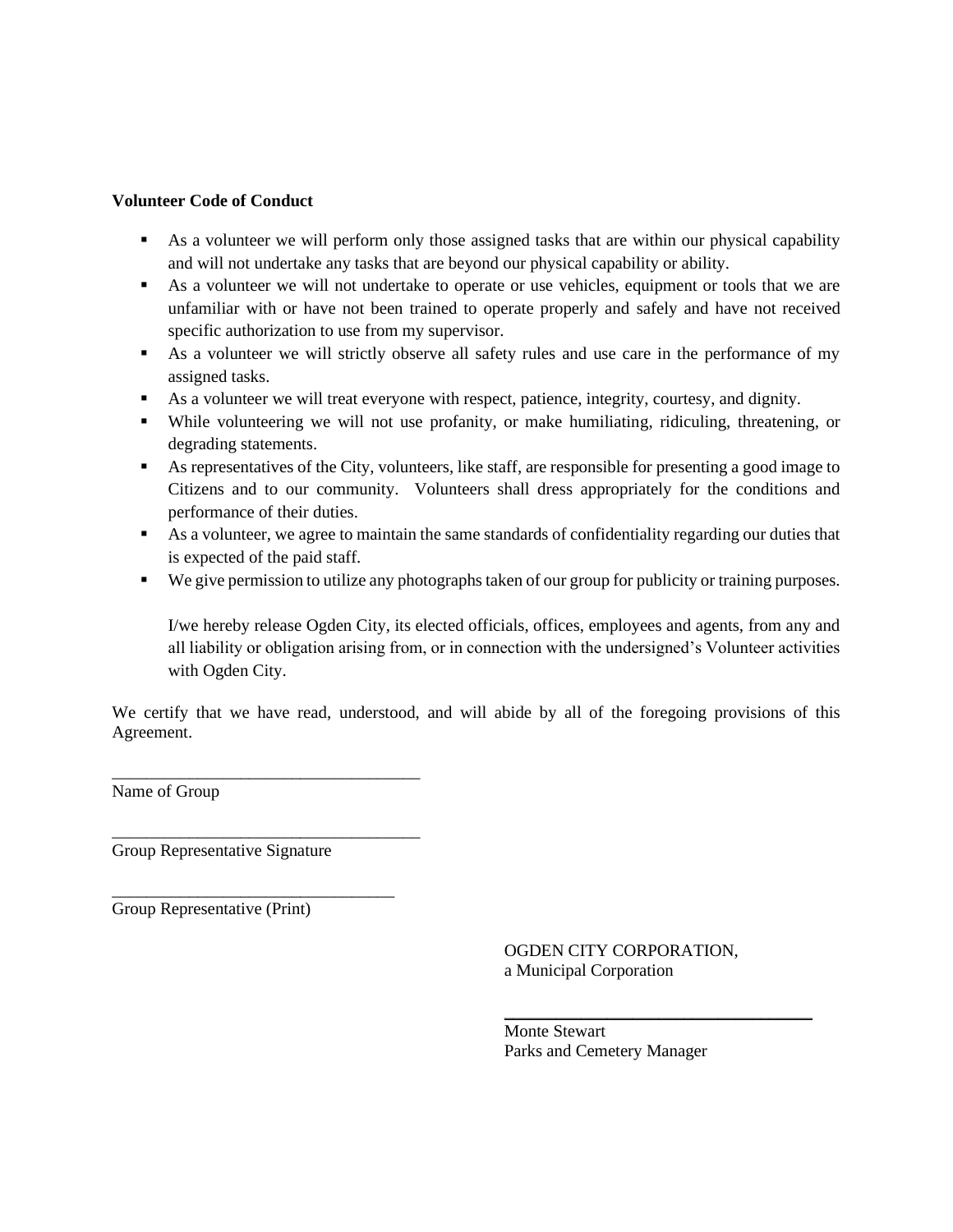**Volunteer Code of Conduct**

- As a volunteer we will perform only those assigned tasks that are within our physical capability and will not undertake any tasks that are beyond our physical capability or ability.
- As a volunteer we will not undertake to operate or use vehicles, equipment or tools that we are unfamiliar with or have not been trained to operate properly and safely and have not received specific authorization to use from my supervisor.
- As a volunteer we will strictly observe all safety rules and use care in the performance of my assigned tasks.
- As a volunteer we will treat everyone with respect, patience, integrity, courtesy, and dignity.
- While volunteering we will not use profanity, or make humiliating, ridiculing, threatening, or degrading statements.
- As representatives of the City, volunteers, like staff, are responsible for presenting a good image to Citizens and to our community. Volunteers shall dress appropriately for the conditions and performance of their duties.
- As a volunteer, we agree to maintain the same standards of confidentiality regarding our duties that is expected of the paid staff.
- We give permission to utilize any photographs taken of our group for publicity or training purposes.

  I/we hereby release Ogden City, its elected officials, offices, employees and agents, from any and all liability or obligation arising from, or in connection with the undersigned's Volunteer activities with Ogden City.

We certify that we have read, understood, and will abide by all of the foregoing provisions of this Agreement.

\_\_\_\_\_\_\_\_\_\_\_\_\_\_\_\_\_\_\_\_\_\_\_\_\_\_\_\_\_\_\_\_\_\_\_\_
Name of Group

\_\_\_\_\_\_\_\_\_\_\_\_\_\_\_\_\_\_\_\_\_\_\_\_\_\_\_\_\_\_\_\_\_\_\_\_
Group Representative Signature

\_\_\_\_\_\_\_\_\_\_\_\_\_\_\_\_\_\_\_\_\_\_\_\_\_\_\_\_\_\_\_\_\_
Group Representative (Print)

OGDEN CITY CORPORATION,
a Municipal Corporation

\_\_\_\_\_\_\_\_\_\_\_\_\_\_\_\_\_\_\_\_\_\_\_\_\_\_\_\_\_\_\_\_\_\_\_\_
Monte Stewart
Parks and Cemetery Manager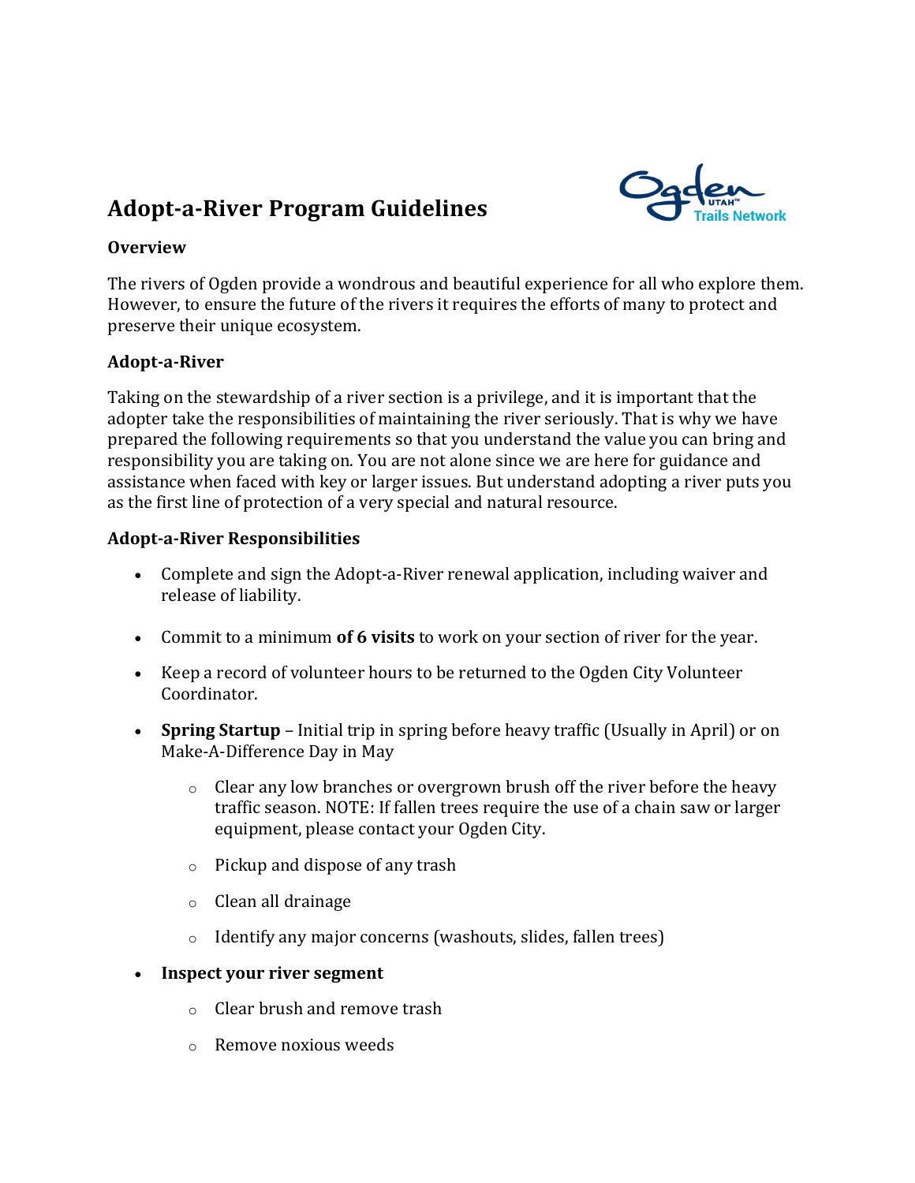# Adopt-a-River Program Guidelines

## Overview

The rivers of Ogden provide a wondrous and beautiful experience for all who explore them. However, to ensure the future of the rivers it requires the efforts of many to protect and preserve their unique ecosystem.

## Adopt-a-River

Taking on the stewardship of a river section is a privilege, and it is important that the adopter take the responsibilities of maintaining the river seriously. That is why we have prepared the following requirements so that you understand the value you can bring and responsibility you are taking on. You are not alone since we are here for guidance and assistance when faced with key or larger issues. But understand adopting a river puts you as the first line of protection of a very special and natural resource.

## Adopt-a-River Responsibilities

- Complete and sign the Adopt-a-River renewal application, including waiver and release of liability.
- Commit to a minimum **of 6 visits** to work on your section of river for the year.
- Keep a record of volunteer hours to be returned to the Ogden City Volunteer Coordinator.
- **Spring Startup** – Initial trip in spring before heavy traffic (Usually in April) or on Make-A-Difference Day in May
  - Clear any low branches or overgrown brush off the river before the heavy traffic season. NOTE: If fallen trees require the use of a chain saw or larger equipment, please contact your Ogden City.
  - Pickup and dispose of any trash
  - Clean all drainage
  - Identify any major concerns (washouts, slides, fallen trees)
- **Inspect your river segment**
  - Clear brush and remove trash
  - Remove noxious weeds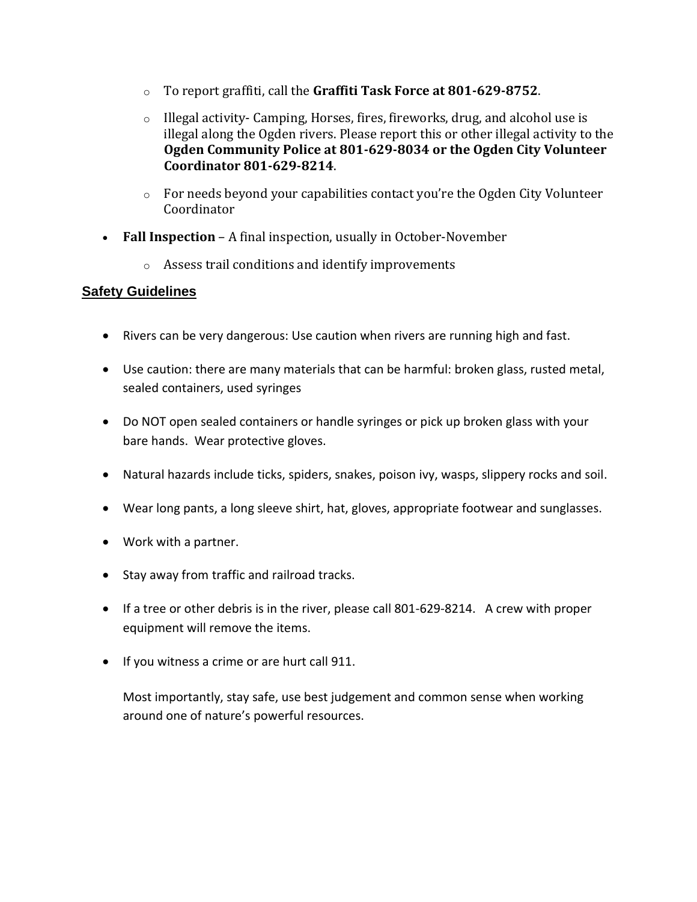- To report graffiti, call the **Graffiti Task Force at 801-629-8752**.
  - Illegal activity- Camping, Horses, fires, fireworks, drug, and alcohol use is illegal along the Ogden rivers. Please report this or other illegal activity to the **Ogden Community Police at 801-629-8034 or the Ogden City Volunteer Coordinator 801-629-8214**.
  - For needs beyond your capabilities contact you're the Ogden City Volunteer Coordinator

- **Fall Inspection** – A final inspection, usually in October-November
  - Assess trail conditions and identify improvements

## Safety Guidelines

- Rivers can be very dangerous: Use caution when rivers are running high and fast.
- Use caution: there are many materials that can be harmful: broken glass, rusted metal, sealed containers, used syringes
- Do NOT open sealed containers or handle syringes or pick up broken glass with your bare hands. Wear protective gloves.
- Natural hazards include ticks, spiders, snakes, poison ivy, wasps, slippery rocks and soil.
- Wear long pants, a long sleeve shirt, hat, gloves, appropriate footwear and sunglasses.
- Work with a partner.
- Stay away from traffic and railroad tracks.
- If a tree or other debris is in the river, please call 801-629-8214. A crew with proper equipment will remove the items.
- If you witness a crime or are hurt call 911.

  Most importantly, stay safe, use best judgement and common sense when working around one of nature's powerful resources.